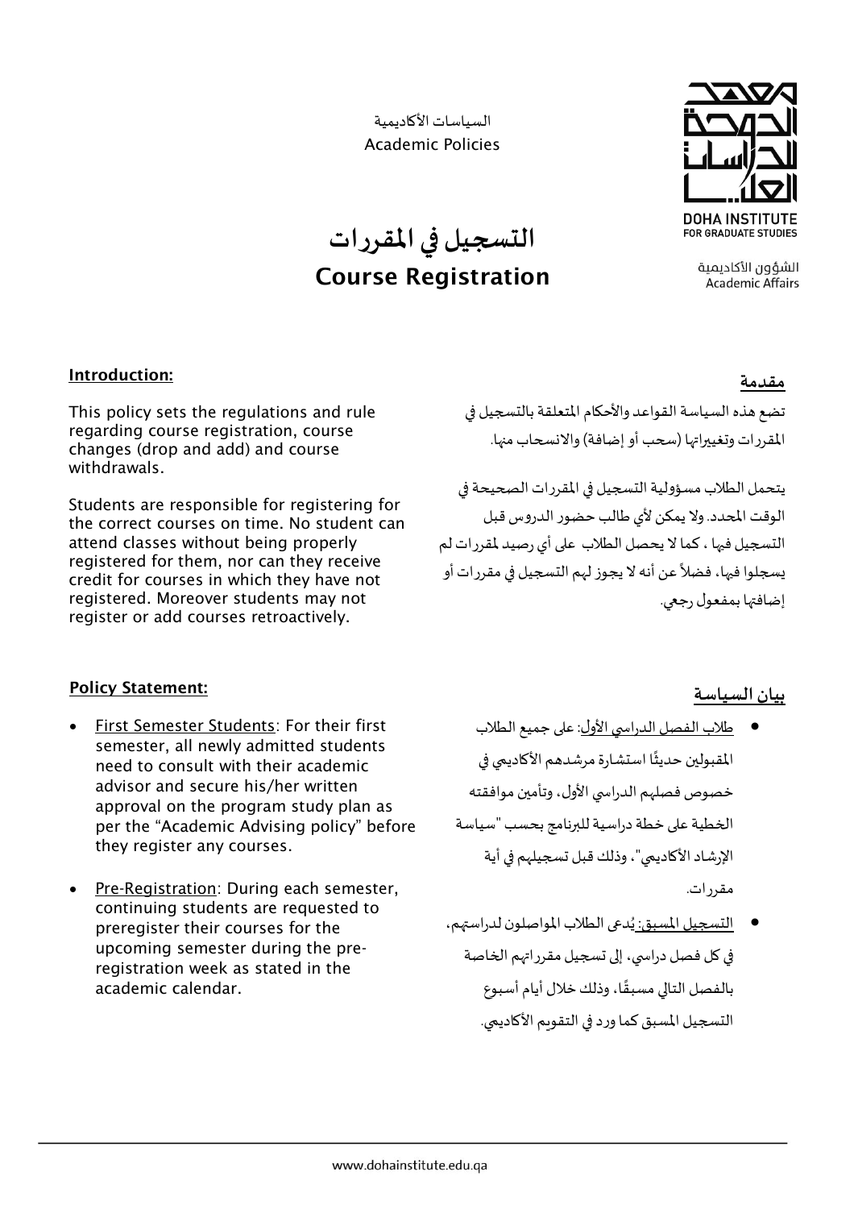السياسات الأكاديمية
Academic Policies

DOHA INSTITUTE FOR GRADUATE STUDIES

الشؤون الأكاديمية
Academic Affairs

# التسجيل في المقررات
# Course Registration

## Introduction:

This policy sets the regulations and rule regarding course registration, course changes (drop and add) and course withdrawals.

Students are responsible for registering for the correct courses on time. No student can attend classes without being properly registered for them, nor can they receive credit for courses in which they have not registered. Moreover students may not register or add courses retroactively.

## مقدمة

تضع هذه السياسة القواعد والأحكام المتعلقة بالتسجيل في المقررات وتغييراتها (سحب أو إضافة) والانسحاب منها.

يتحمل الطلاب مسؤولية التسجيل في المقررات الصحيحة في الوقت المحدد. ولا يمكن لأي طالب حضور الدروس قبل التسجيل فيها ، كما لا يحصل الطلاب على أي رصيد لمقررات لم يسجلوا فيها، فضلاً عن أنه لا يجوز لهم التسجيل في مقررات أو إضافتها بمفعول رجعي.

## Policy Statement:

- First Semester Students: For their first semester, all newly admitted students need to consult with their academic advisor and secure his/her written approval on the program study plan as per the "Academic Advising policy" before they register any courses.
- Pre-Registration: During each semester, continuing students are requested to preregister their courses for the upcoming semester during the pre-registration week as stated in the academic calendar.

## بيان السياسة

- طلاب الفصل الدراسي الأول: على جميع الطلاب المقبولين حديثًا استشارة مرشدهم الأكاديمي في خصوص فصلهم الدراسي الأول، وتأمين موافقته الخطية على خطة دراسية للبرنامج بحسب "سياسة الإرشاد الأكاديمي"، وذلك قبل تسجيلهم في أية مقررات.
- التسجيل المسبق: يُدعى الطلاب المواصلون لدراستهم، في كل فصل دراسي، إلى تسجيل مقرراتهم الخاصة بالفصل التالي مسبقًا، وذلك خلال أيام أسبوع التسجيل المسبق كما ورد في التقويم الأكاديمي.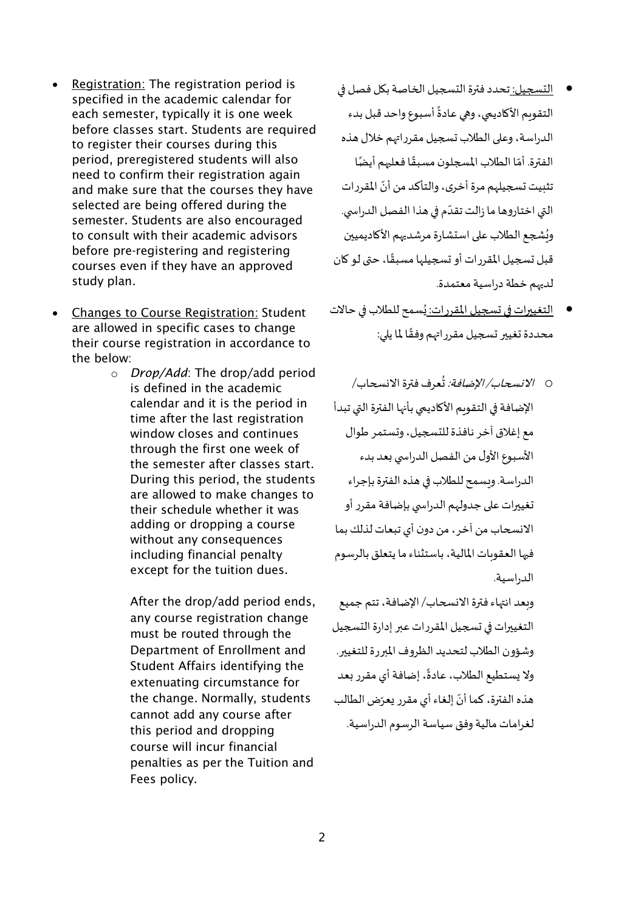- <u>Registration:</u> The registration period is specified in the academic calendar for each semester, typically it is one week before classes start. Students are required to register their courses during this period, preregistered students will also need to confirm their registration again and make sure that the courses they have selected are being offered during the semester. Students are also encouraged to consult with their academic advisors before pre-registering and registering courses even if they have an approved study plan.

- <u>Changes to Course Registration:</u> Student are allowed in specific cases to change their course registration in accordance to the below:
  - *Drop/Add*: The drop/add period is defined in the academic calendar and it is the period in time after the last registration window closes and continues through the first one week of the semester after classes start. During this period, the students are allowed to make changes to their schedule whether it was adding or dropping a course without any consequences including financial penalty except for the tuition dues.

    After the drop/add period ends, any course registration change must be routed through the Department of Enrollment and Student Affairs identifying the extenuating circumstance for the change. Normally, students cannot add any course after this period and dropping course will incur financial penalties as per the Tuition and Fees policy.

- <u>التسجيل:</u> تحدد فترة التسجيل الخاصة بكل فصل في التقويم الأكاديمي، وهي عادةً أسبوع واحد قبل بدء الدراسة. وعلى الطلاب تسجيل مقرراتهم خلال هذه الفترة. أمّا الطلاب المسجلون مسبقًا فعليهم أيضًا تثبيت تسجيلهم مرة أخرى، والتأكد من أنّ المقررات التي اختاروها ما زالت تقدّم في هذا الفصل الدراسي. ويُشجع الطلاب على استشارة مرشديهم الأكاديميين قبل تسجيل المقررات أو تسجيلها مسبقًا، حتى لو كان لديهم خطة دراسية معتمدة.

- <u>التغييرات في تسجيل المقررات:</u> يُسمح للطلاب في حالات محددة تغيير تسجيل مقرراتهم وفقًا لما يلي:
  - *الانسحاب/ الإضافة:* تُعرف فترة الانسحاب/ الإضافة في التقويم الأكاديمي بأنها الفترة التي تبدأ مع إغلاق آخر نافذة للتسجيل، وتستمر طوال الأسبوع الأول من الفصل الدراسي بعد بدء الدراسة. ويسمح للطلاب في هذه الفترة بإجراء تغييرات على جدولهم الدراسي بإضافة مقرر أو الانسحاب من آخر، من دون أي تبعات لذلك بما فيها العقوبات المالية، باستثناء ما يتعلق بالرسوم الدراسية.

    وبعد انتهاء فترة الانسحاب/ الإضافة، تتم جميع التغييرات في تسجيل المقررات عبر إدارة التسجيل وشؤون الطلاب لتحديد الظروف المبررة للتغيير. ولا يستطيع الطلاب، عادةً، إضافة أي مقرر بعد هذه الفترة، كما أنّ إلغاء أي مقرر يعرّض الطالب لغرامات مالية وفق سياسة الرسوم الدراسية.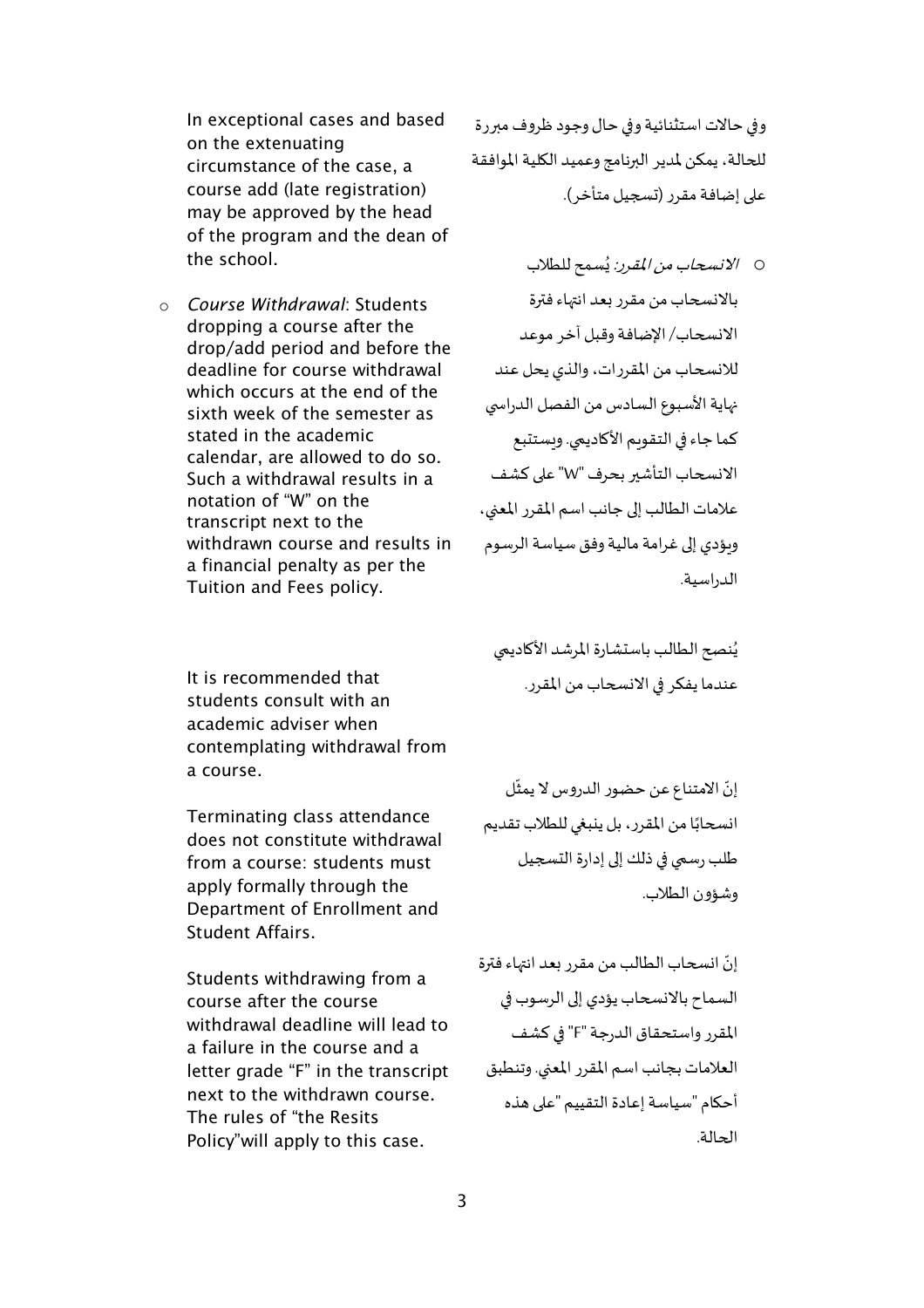In exceptional cases and based on the extenuating circumstance of the case, a course add (late registration) may be approved by the head of the program and the dean of the school.

وفي حالات استثنائية وفي حال وجود ظروف مبررة للحالة، يمكن لمدير البرنامج وعميد الكلية الموافقة على إضافة مقرر (تسجيل متأخر).

- *Course Withdrawal*: Students dropping a course after the drop/add period and before the deadline for course withdrawal which occurs at the end of the sixth week of the semester as stated in the academic calendar, are allowed to do so. Such a withdrawal results in a notation of "W" on the transcript next to the withdrawn course and results in a financial penalty as per the Tuition and Fees policy.

- *الانسحاب من المقرر*: يُسمح للطلاب بالانسحاب من مقرر بعد انتهاء فترة الانسحاب/ الإضافة وقبل آخر موعد للانسحاب من المقررات، والذي يحل عند نهاية الأسبوع السادس من الفصل الدراسي كما جاء في التقويم الأكاديمي. ويستتبع الانسحاب التأشير بحرف "W" على كشف علامات الطالب إلى جانب اسم المقرر المعني، ويؤدي إلى غرامة مالية وفق سياسة الرسوم الدراسية.

It is recommended that students consult with an academic adviser when contemplating withdrawal from a course.

يُنصح الطالب باستشارة المرشد الأكاديمي عندما يفكر في الانسحاب من المقرر.

Terminating class attendance does not constitute withdrawal from a course: students must apply formally through the Department of Enrollment and Student Affairs.

إنّ الامتناع عن حضور الدروس لا يمثّل انسحابًا من المقرر، بل ينبغي للطلاب تقديم طلب رسمي في ذلك إلى إدارة التسجيل وشؤون الطلاب.

Students withdrawing from a course after the course withdrawal deadline will lead to a failure in the course and a letter grade "F" in the transcript next to the withdrawn course. The rules of "the Resits Policy"will apply to this case.

إنّ انسحاب الطالب من مقرر بعد انتهاء فترة السماح بالانسحاب يؤدي إلى الرسوب في المقرر واستحقاق الدرجة "F" في كشف العلامات بجانب اسم المقرر المعني. وتنطبق أحكام "سياسة إعادة التقييم "على هذه الحالة.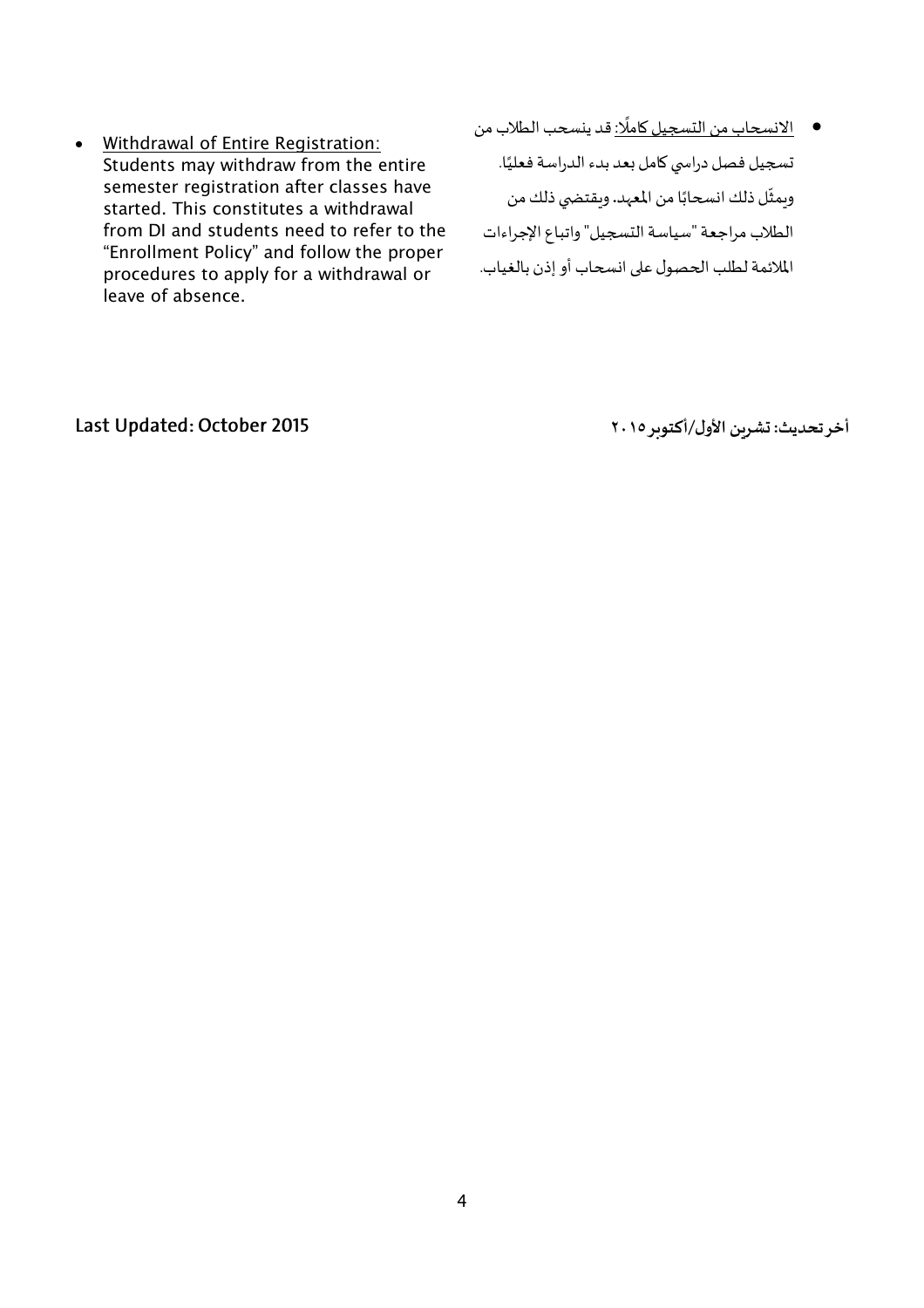- <u>Withdrawal of Entire Registration:</u> Students may withdraw from the entire semester registration after classes have started. This constitutes a withdrawal from DI and students need to refer to the "Enrollment Policy" and follow the proper procedures to apply for a withdrawal or leave of absence.

- <u>الانسحاب من التسجيل كاملًا</u>: قد ينسحب الطلاب من تسجيل فصل دراسي كامل بعد بدء الدراسة فعليًا. ويمثّل ذلك انسحابًا من المعهد. ويقتضي ذلك من الطلاب مراجعة "سياسة التسجيل" واتباع الإجراءات الملائمة لطلب الحصول على انسحاب أو إذن بالغياب.

**Last Updated: October 2015**

**أخر تحديث: تشرين الأول/أكتوبر ٢٠١٥**